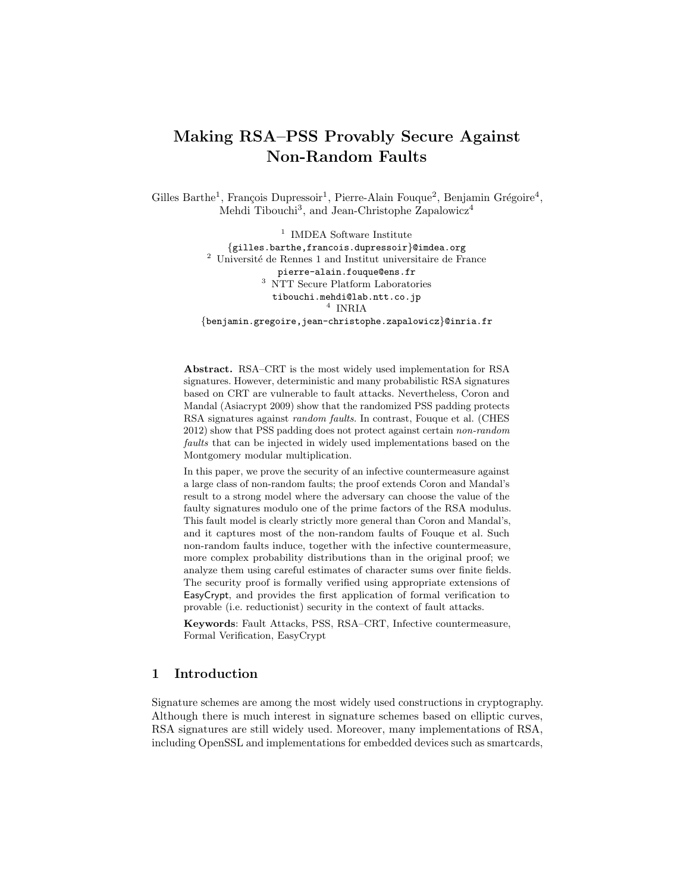# Making RSA–PSS Provably Secure Against Non-Random Faults

Gilles Barthe[1], François Dupressoir[1], Pierre-Alain Fouque[2], Benjamin Grégoire[4], Mehdi Tibouchi[3], and Jean-Christophe Zapalowicz[4]

[1] IMDEA Software Institute
{gilles.barthe,francois.dupressoir}@imdea.org
[2] Université de Rennes 1 and Institut universitaire de France
pierre-alain.fouque@ens.fr
[3] NTT Secure Platform Laboratories
tibouchi.mehdi@lab.ntt.co.jp
[4] INRIA
{benjamin.gregoire,jean-christophe.zapalowicz}@inria.fr

**Abstract.** RSA–CRT is the most widely used implementation for RSA signatures. However, deterministic and many probabilistic RSA signatures based on CRT are vulnerable to fault attacks. Nevertheless, Coron and Mandal (Asiacrypt 2009) show that the randomized PSS padding protects RSA signatures against *random faults*. In contrast, Fouque et al. (CHES 2012) show that PSS padding does not protect against certain *non-random faults* that can be injected in widely used implementations based on the Montgomery modular multiplication.

In this paper, we prove the security of an infective countermeasure against a large class of non-random faults; the proof extends Coron and Mandal's result to a strong model where the adversary can choose the value of the faulty signatures modulo one of the prime factors of the RSA modulus. This fault model is clearly strictly more general than Coron and Mandal's, and it captures most of the non-random faults of Fouque et al. Such non-random faults induce, together with the infective countermeasure, more complex probability distributions than in the original proof; we analyze them using careful estimates of character sums over finite fields. The security proof is formally verified using appropriate extensions of EasyCrypt, and provides the first application of formal verification to provable (i.e. reductionist) security in the context of fault attacks.

**Keywords**: Fault Attacks, PSS, RSA–CRT, Infective countermeasure, Formal Verification, EasyCrypt

## 1 Introduction

Signature schemes are among the most widely used constructions in cryptography. Although there is much interest in signature schemes based on elliptic curves, RSA signatures are still widely used. Moreover, many implementations of RSA, including OpenSSL and implementations for embedded devices such as smartcards,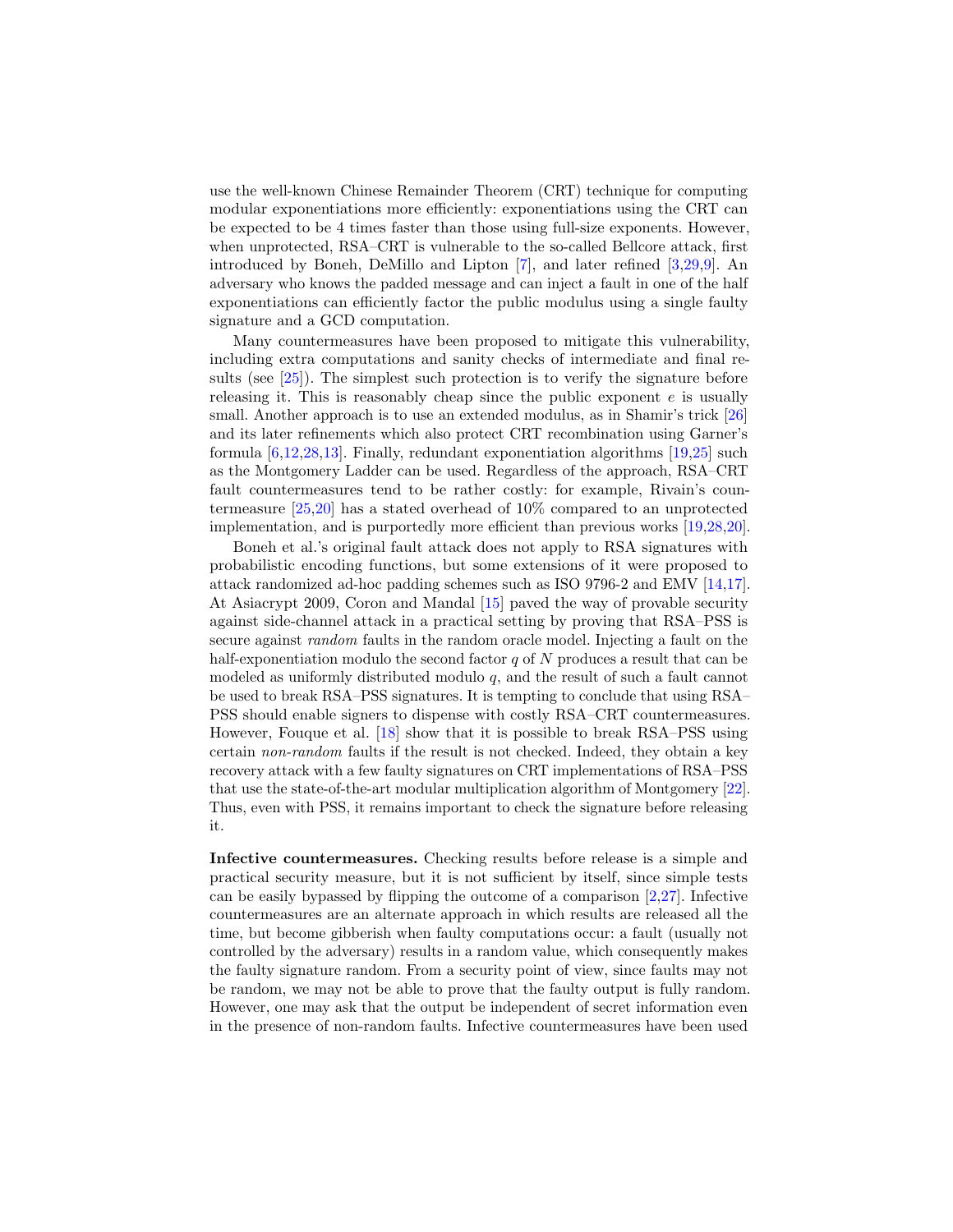use the well-known Chinese Remainder Theorem (CRT) technique for computing modular exponentiations more efficiently: exponentiations using the CRT can be expected to be 4 times faster than those using full-size exponents. However, when unprotected, RSA–CRT is vulnerable to the so-called Bellcore attack, first introduced by Boneh, DeMillo and Lipton [7], and later refined [3,29,9]. An adversary who knows the padded message and can inject a fault in one of the half exponentiations can efficiently factor the public modulus using a single faulty signature and a GCD computation.

Many countermeasures have been proposed to mitigate this vulnerability, including extra computations and sanity checks of intermediate and final results (see [25]). The simplest such protection is to verify the signature before releasing it. This is reasonably cheap since the public exponent $e$ is usually small. Another approach is to use an extended modulus, as in Shamir's trick [26] and its later refinements which also protect CRT recombination using Garner's formula [6,12,28,13]. Finally, redundant exponentiation algorithms [19,25] such as the Montgomery Ladder can be used. Regardless of the approach, RSA–CRT fault countermeasures tend to be rather costly: for example, Rivain's countermeasure [25,20] has a stated overhead of 10% compared to an unprotected implementation, and is purportedly more efficient than previous works [19,28,20].

Boneh et al.'s original fault attack does not apply to RSA signatures with probabilistic encoding functions, but some extensions of it were proposed to attack randomized ad-hoc padding schemes such as ISO 9796-2 and EMV [14,17]. At Asiacrypt 2009, Coron and Mandal [15] paved the way of provable security against side-channel attack in a practical setting by proving that RSA–PSS is secure against *random* faults in the random oracle model. Injecting a fault on the half-exponentiation modulo the second factor $q$ of $N$ produces a result that can be modeled as uniformly distributed modulo $q$, and the result of such a fault cannot be used to break RSA–PSS signatures. It is tempting to conclude that using RSA–PSS should enable signers to dispense with costly RSA–CRT countermeasures. However, Fouque et al. [18] show that it is possible to break RSA–PSS using certain *non-random* faults if the result is not checked. Indeed, they obtain a key recovery attack with a few faulty signatures on CRT implementations of RSA–PSS that use the state-of-the-art modular multiplication algorithm of Montgomery [22]. Thus, even with PSS, it remains important to check the signature before releasing it.

**Infective countermeasures.** Checking results before release is a simple and practical security measure, but it is not sufficient by itself, since simple tests can be easily bypassed by flipping the outcome of a comparison [2,27]. Infective countermeasures are an alternate approach in which results are released all the time, but become gibberish when faulty computations occur: a fault (usually not controlled by the adversary) results in a random value, which consequently makes the faulty signature random. From a security point of view, since faults may not be random, we may not be able to prove that the faulty output is fully random. However, one may ask that the output be independent of secret information even in the presence of non-random faults. Infective countermeasures have been used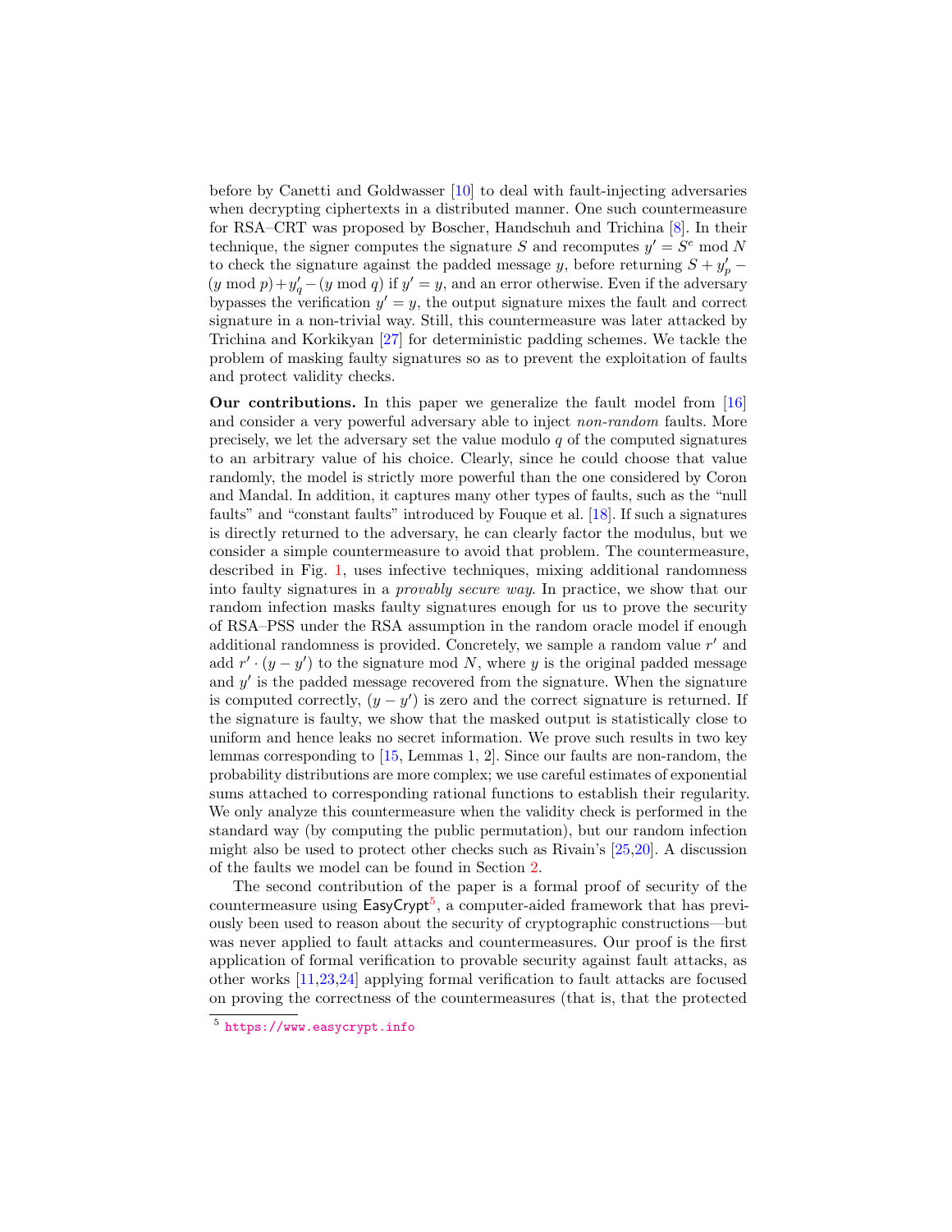before by Canetti and Goldwasser [10] to deal with fault-injecting adversaries when decrypting ciphertexts in a distributed manner. One such countermeasure for RSA–CRT was proposed by Boscher, Handschuh and Trichina [8]. In their technique, the signer computes the signature $S$ and recomputes $y' = S^e \bmod N$ to check the signature against the padded message $y$, before returning $S + y'_p - (y \bmod p) + y'_q - (y \bmod q)$ if $y' = y$, and an error otherwise. Even if the adversary bypasses the verification $y' = y$, the output signature mixes the fault and correct signature in a non-trivial way. Still, this countermeasure was later attacked by Trichina and Korkikyan [27] for deterministic padding schemes. We tackle the problem of masking faulty signatures so as to prevent the exploitation of faults and protect validity checks.

**Our contributions.** In this paper we generalize the fault model from [16] and consider a very powerful adversary able to inject *non-random* faults. More precisely, we let the adversary set the value modulo $q$ of the computed signatures to an arbitrary value of his choice. Clearly, since he could choose that value randomly, the model is strictly more powerful than the one considered by Coron and Mandal. In addition, it captures many other types of faults, such as the "null faults" and "constant faults" introduced by Fouque et al. [18]. If such a signatures is directly returned to the adversary, he can clearly factor the modulus, but we consider a simple countermeasure to avoid that problem. The countermeasure, described in Fig. 1, uses infective techniques, mixing additional randomness into faulty signatures in a *provably secure way*. In practice, we show that our random infection masks faulty signatures enough for us to prove the security of RSA–PSS under the RSA assumption in the random oracle model if enough additional randomness is provided. Concretely, we sample a random value $r'$ and add $r' \cdot (y - y')$ to the signature mod $N$, where $y$ is the original padded message and $y'$ is the padded message recovered from the signature. When the signature is computed correctly, $(y - y')$ is zero and the correct signature is returned. If the signature is faulty, we show that the masked output is statistically close to uniform and hence leaks no secret information. We prove such results in two key lemmas corresponding to [15, Lemmas 1, 2]. Since our faults are non-random, the probability distributions are more complex; we use careful estimates of exponential sums attached to corresponding rational functions to establish their regularity. We only analyze this countermeasure when the validity check is performed in the standard way (by computing the public permutation), but our random infection might also be used to protect other checks such as Rivain's [25,20]. A discussion of the faults we model can be found in Section 2.

The second contribution of the paper is a formal proof of security of the countermeasure using EasyCrypt[5], a computer-aided framework that has previously been used to reason about the security of cryptographic constructions—but was never applied to fault attacks and countermeasures. Our proof is the first application of formal verification to provable security against fault attacks, as other works [11,23,24] applying formal verification to fault attacks are focused on proving the correctness of the countermeasures (that is, that the protected

[5] https://www.easycrypt.info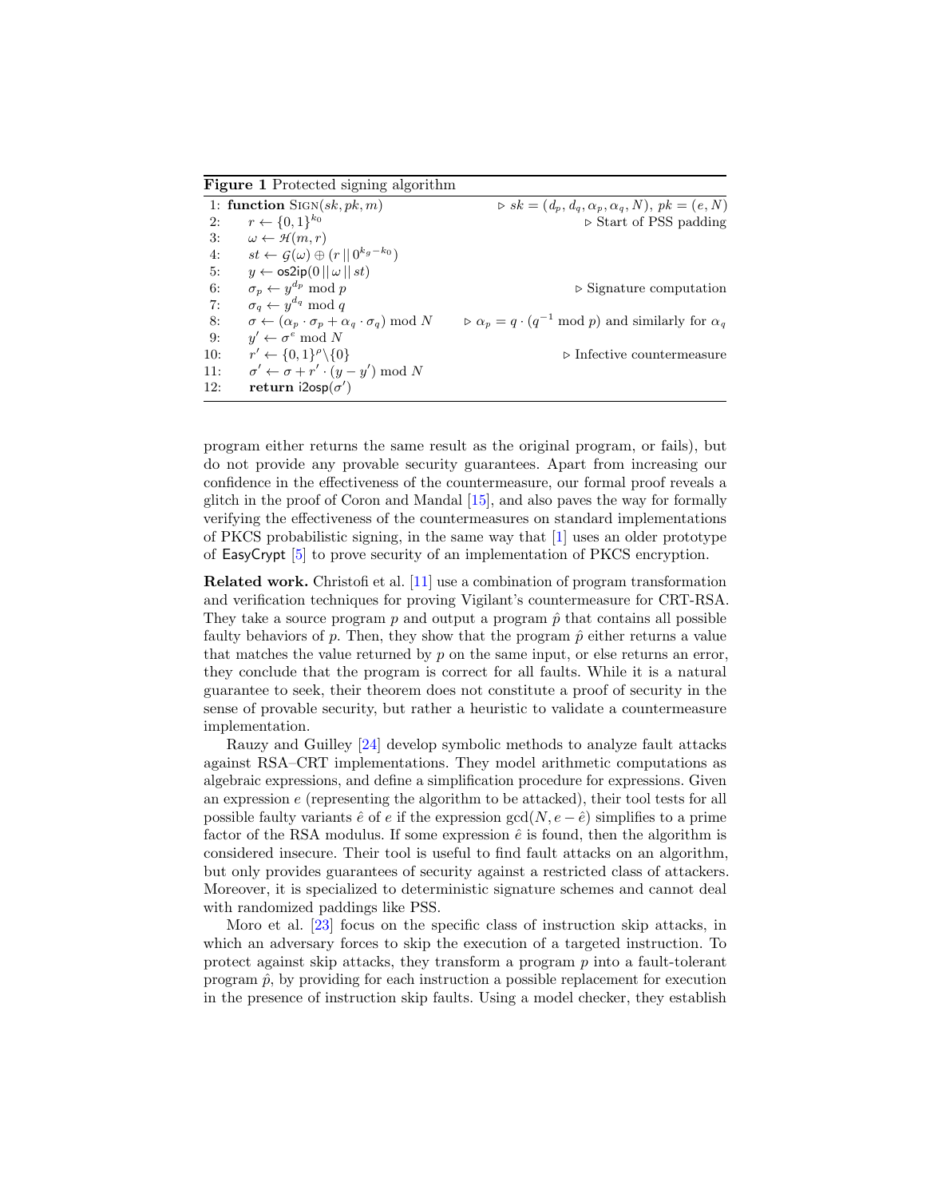**Figure 1** Protected signing algorithm

```
 1: function SIGN(sk, pk, m)                    ▷ sk = (d_p, d_q, α_p, α_q, N), pk = (e, N)
 2:     r ← {0,1}^{k_0}                          ▷ Start of PSS padding
 3:     ω ← H(m, r)
 4:     st ← G(ω) ⊕ (r || 0^{k_g − k_0})
 5:     y ← os2ip(0 || ω || st)
 6:     σ_p ← y^{d_p} mod p                      ▷ Signature computation
 7:     σ_q ← y^{d_q} mod q
 8:     σ ← (α_p · σ_p + α_q · σ_q) mod N        ▷ α_p = q · (q^{−1} mod p) and similarly for α_q
 9:     y' ← σ^e mod N
10:     r' ← {0,1}^ρ \ {0}                       ▷ Infective countermeasure
11:     σ' ← σ + r' · (y − y') mod N
12:     return i2osp(σ')
```

program either returns the same result as the original program, or fails), but do not provide any provable security guarantees. Apart from increasing our confidence in the effectiveness of the countermeasure, our formal proof reveals a glitch in the proof of Coron and Mandal [15], and also paves the way for formally verifying the effectiveness of the countermeasures on standard implementations of PKCS probabilistic signing, in the same way that [1] uses an older prototype of EasyCrypt [5] to prove security of an implementation of PKCS encryption.

**Related work.** Christofi et al. [11] use a combination of program transformation and verification techniques for proving Vigilant's countermeasure for CRT-RSA. They take a source program $p$ and output a program $\hat{p}$ that contains all possible faulty behaviors of $p$. Then, they show that the program $\hat{p}$ either returns a value that matches the value returned by $p$ on the same input, or else returns an error, they conclude that the program is correct for all faults. While it is a natural guarantee to seek, their theorem does not constitute a proof of security in the sense of provable security, but rather a heuristic to validate a countermeasure implementation.

Rauzy and Guilley [24] develop symbolic methods to analyze fault attacks against RSA–CRT implementations. They model arithmetic computations as algebraic expressions, and define a simplification procedure for expressions. Given an expression $e$ (representing the algorithm to be attacked), their tool tests for all possible faulty variants $\hat{e}$ of $e$ if the expression $\gcd(N, e - \hat{e})$ simplifies to a prime factor of the RSA modulus. If some expression $\hat{e}$ is found, then the algorithm is considered insecure. Their tool is useful to find fault attacks on an algorithm, but only provides guarantees of security against a restricted class of attackers. Moreover, it is specialized to deterministic signature schemes and cannot deal with randomized paddings like PSS.

Moro et al. [23] focus on the specific class of instruction skip attacks, in which an adversary forces to skip the execution of a targeted instruction. To protect against skip attacks, they transform a program $p$ into a fault-tolerant program $\hat{p}$, by providing for each instruction a possible replacement for execution in the presence of instruction skip faults. Using a model checker, they establish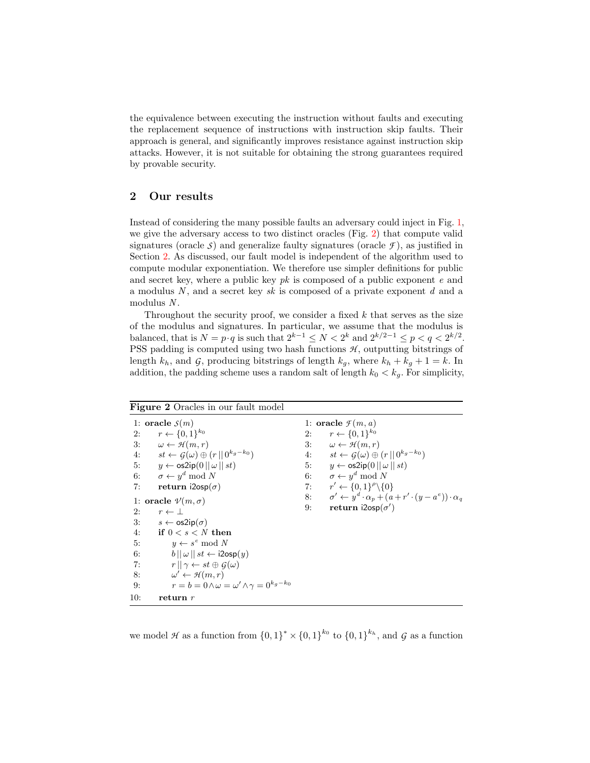the equivalence between executing the instruction without faults and executing the replacement sequence of instructions with instruction skip faults. Their approach is general, and significantly improves resistance against instruction skip attacks. However, it is not suitable for obtaining the strong guarantees required by provable security.

## 2 Our results

Instead of considering the many possible faults an adversary could inject in Fig. 1, we give the adversary access to two distinct oracles (Fig. 2) that compute valid signatures (oracle $\mathcal{S}$) and generalize faulty signatures (oracle $\mathcal{F}$), as justified in Section 2. As discussed, our fault model is independent of the algorithm used to compute modular exponentiation. We therefore use simpler definitions for public and secret key, where a public key $pk$ is composed of a public exponent $e$ and a modulus $N$, and a secret key $sk$ is composed of a private exponent $d$ and a modulus $N$.

Throughout the security proof, we consider a fixed $k$ that serves as the size of the modulus and signatures. In particular, we assume that the modulus is balanced, that is $N = p \cdot q$ is such that $2^{k-1} \leq N < 2^k$ and $2^{k/2-1} \leq p < q < 2^{k/2}$. PSS padding is computed using two hash functions $\mathcal{H}$, outputting bitstrings of length $k_h$, and $\mathcal{G}$, producing bitstrings of length $k_g$, where $k_h + k_g + 1 = k$. In addition, the padding scheme uses a random salt of length $k_0 < k_g$. For simplicity,

**Figure 2** Oracles in our fault model

```
1: oracle S(m)
2:     r ← {0,1}^{k_0}
3:     ω ← H(m, r)
4:     st ← G(ω) ⊕ (r || 0^{k_g − k_0})
5:     y ← os2ip(0 || ω || st)
6:     σ ← y^d mod N
7:     return i2osp(σ)

1: oracle V(m, σ)
2:     r ← ⊥
3:     s ← os2ip(σ)
4:     if 0 < s < N then
5:         y ← s^e mod N
6:         b || ω || st ← i2osp(y)
7:         r || γ ← st ⊕ G(ω)
8:         ω' ← H(m, r)
9:         r = b = 0 ∧ ω = ω' ∧ γ = 0^{k_g − k_0}
10:    return r

1: oracle F(m, a)
2:     r ← {0,1}^{k_0}
3:     ω ← H(m, r)
4:     st ← G(ω) ⊕ (r || 0^{k_g − k_0})
5:     y ← os2ip(0 || ω || st)
6:     σ ← y^d mod N
7:     r' ← {0,1}^ρ \ {0}
8:     σ' ← y^d · α_p + (a + r' · (y − a^e)) · α_q
9:     return i2osp(σ')
```

we model $\mathcal{H}$ as a function from $\{0,1\}^* \times \{0,1\}^{k_0}$ to $\{0,1\}^{k_h}$, and $\mathcal{G}$ as a function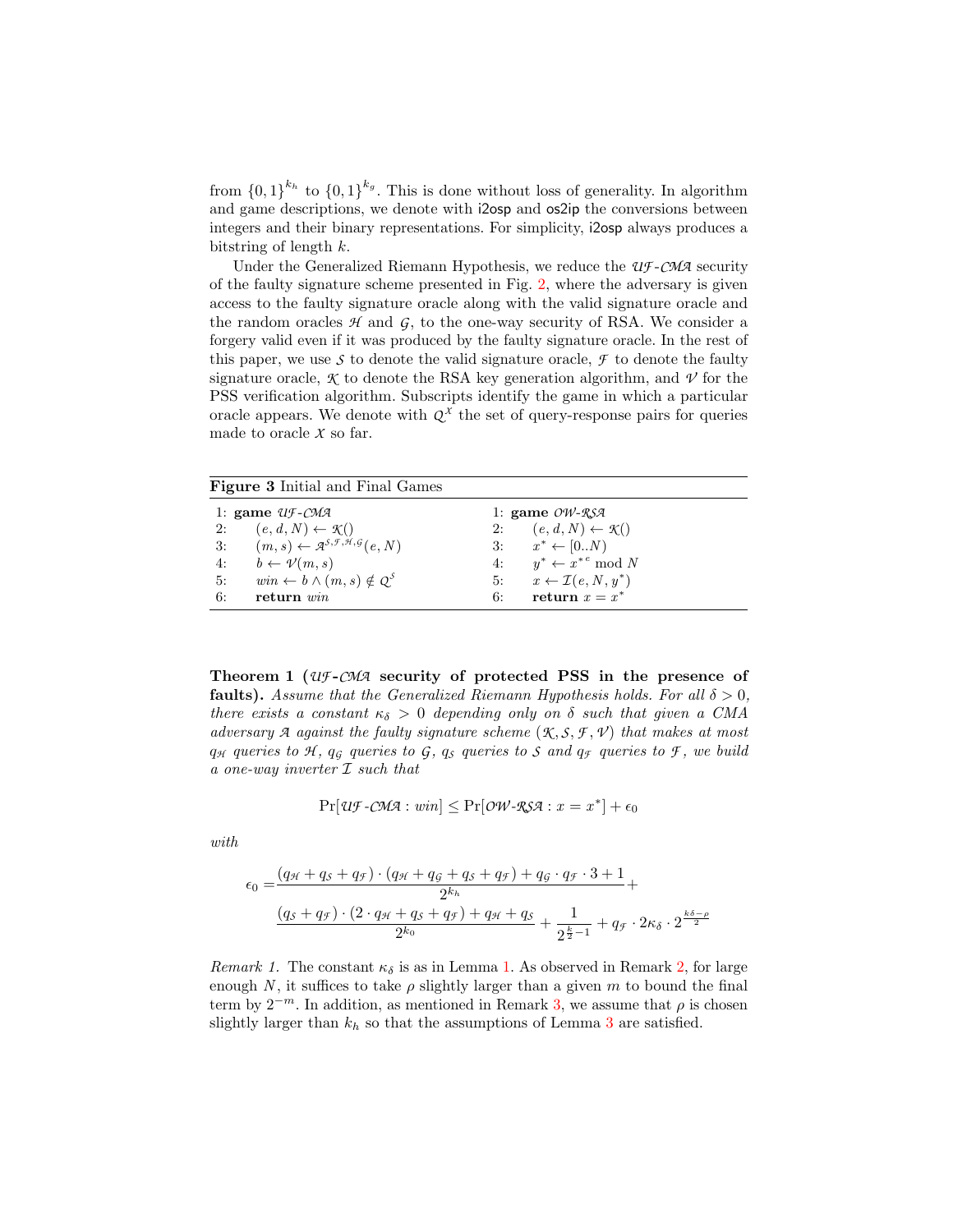from $\{0,1\}^{k_h}$ to $\{0,1\}^{k_g}$. This is done without loss of generality. In algorithm and game descriptions, we denote with i2osp and os2ip the conversions between integers and their binary representations. For simplicity, i2osp always produces a bitstring of length $k$.

Under the Generalized Riemann Hypothesis, we reduce the $\mathcal{UF}$-$\mathcal{CMA}$ security of the faulty signature scheme presented in Fig. 2, where the adversary is given access to the faulty signature oracle along with the valid signature oracle and the random oracles $\mathcal{H}$ and $\mathcal{G}$, to the one-way security of RSA. We consider a forgery valid even if it was produced by the faulty signature oracle. In the rest of this paper, we use $\mathcal{S}$ to denote the valid signature oracle, $\mathcal{F}$ to denote the faulty signature oracle, $\mathcal{K}$ to denote the RSA key generation algorithm, and $\mathcal{V}$ for the PSS verification algorithm. Subscripts identify the game in which a particular oracle appears. We denote with $\mathcal{Q}^{\mathcal{X}}$ the set of query-response pairs for queries made to oracle $\mathcal{X}$ so far.

**Figure 3** Initial and Final Games

| | |
|---|---|
| 1: **game** $\mathcal{UF}$-$\mathcal{CMA}$ | 1: **game** $\mathcal{OW}$-$\mathcal{RSA}$ |
| 2: $\quad (e,d,N) \leftarrow \mathcal{K}()$ | 2: $\quad (e,d,N) \leftarrow \mathcal{K}()$ |
| 3: $\quad (m,s) \leftarrow \mathcal{A}^{\mathcal{S},\mathcal{F},\mathcal{H},\mathcal{G}}(e,N)$ | 3: $\quad x^* \leftarrow [0..N)$ |
| 4: $\quad b \leftarrow \mathcal{V}(m,s)$ | 4: $\quad y^* \leftarrow {x^*}^e \bmod N$ |
| 5: $\quad win \leftarrow b \wedge (m,s) \notin \mathcal{Q}^{\mathcal{S}}$ | 5: $\quad x \leftarrow \mathcal{I}(e,N,y^*)$ |
| 6: $\quad$ **return** $win$ | 6: $\quad$ **return** $x = x^*$ |

**Theorem 1 ($\mathcal{UF}$-$\mathcal{CMA}$ security of protected PSS in the presence of faults).** *Assume that the Generalized Riemann Hypothesis holds. For all $\delta > 0$, there exists a constant $\kappa_\delta > 0$ depending only on $\delta$ such that given a CMA adversary $\mathcal{A}$ against the faulty signature scheme $(\mathcal{K}, \mathcal{S}, \mathcal{F}, \mathcal{V})$ that makes at most $q_{\mathcal{H}}$ queries to $\mathcal{H}$, $q_{\mathcal{G}}$ queries to $\mathcal{G}$, $q_{\mathcal{S}}$ queries to $\mathcal{S}$ and $q_{\mathcal{F}}$ queries to $\mathcal{F}$, we build a one-way inverter $\mathcal{I}$ such that*

$$\Pr[\mathcal{UF}\text{-}\mathcal{CMA} : win] \leq \Pr[\mathcal{OW}\text{-}\mathcal{RSA} : x = x^*] + \epsilon_0$$

*with*

$$\epsilon_0 = \frac{(q_{\mathcal{H}} + q_{\mathcal{S}} + q_{\mathcal{F}}) \cdot (q_{\mathcal{H}} + q_{\mathcal{G}} + q_{\mathcal{S}} + q_{\mathcal{F}}) + q_{\mathcal{G}} \cdot q_{\mathcal{F}} \cdot 3 + 1}{2^{k_h}} + \frac{(q_{\mathcal{S}} + q_{\mathcal{F}}) \cdot (2 \cdot q_{\mathcal{H}} + q_{\mathcal{S}} + q_{\mathcal{F}}) + q_{\mathcal{H}} + q_{\mathcal{S}}}{2^{k_0}} + \frac{1}{2^{\frac{k}{2}-1}} + q_{\mathcal{F}} \cdot 2\kappa_\delta \cdot 2^{\frac{k\delta-\rho}{2}}$$

*Remark 1.* The constant $\kappa_\delta$ is as in Lemma 1. As observed in Remark 2, for large enough $N$, it suffices to take $\rho$ slightly larger than a given $m$ to bound the final term by $2^{-m}$. In addition, as mentioned in Remark 3, we assume that $\rho$ is chosen slightly larger than $k_h$ so that the assumptions of Lemma 3 are satisfied.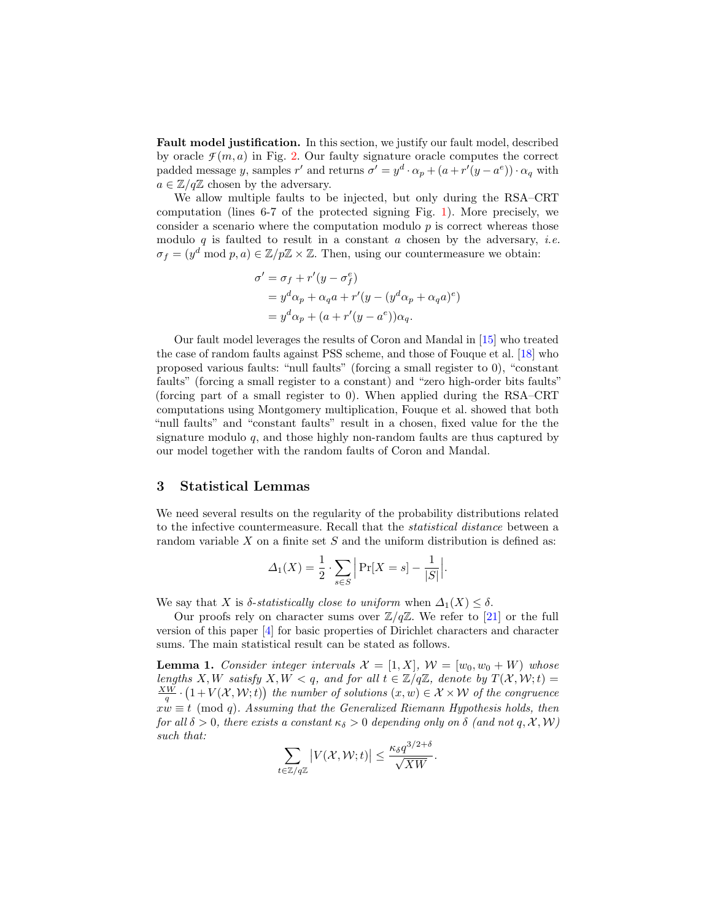**Fault model justification.** In this section, we justify our fault model, described by oracle $\mathcal{F}(m,a)$ in Fig. 2. Our faulty signature oracle computes the correct padded message $y$, samples $r'$ and returns $\sigma' = y^d \cdot \alpha_p + (a + r'(y - a^e)) \cdot \alpha_q$ with $a \in \mathbb{Z}/q\mathbb{Z}$ chosen by the adversary.

We allow multiple faults to be injected, but only during the RSA–CRT computation (lines 6-7 of the protected signing Fig. 1). More precisely, we consider a scenario where the computation modulo $p$ is correct whereas those modulo $q$ is faulted to result in a constant $a$ chosen by the adversary, *i.e.* $\sigma_f = (y^d \bmod p, a) \in \mathbb{Z}/p\mathbb{Z} \times \mathbb{Z}$. Then, using our countermeasure we obtain:

$$\begin{aligned}
\sigma' &= \sigma_f + r'(y - \sigma_f^e) \\
&= y^d \alpha_p + \alpha_q a + r'(y - (y^d \alpha_p + \alpha_q a)^e) \\
&= y^d \alpha_p + (a + r'(y - a^e))\alpha_q.
\end{aligned}$$

Our fault model leverages the results of Coron and Mandal in [15] who treated the case of random faults against PSS scheme, and those of Fouque et al. [18] who proposed various faults: "null faults" (forcing a small register to 0), "constant faults" (forcing a small register to a constant) and "zero high-order bits faults" (forcing part of a small register to 0). When applied during the RSA–CRT computations using Montgomery multiplication, Fouque et al. showed that both "null faults" and "constant faults" result in a chosen, fixed value for the the signature modulo $q$, and those highly non-random faults are thus captured by our model together with the random faults of Coron and Mandal.

## 3 Statistical Lemmas

We need several results on the regularity of the probability distributions related to the infective countermeasure. Recall that the *statistical distance* between a random variable $X$ on a finite set $S$ and the uniform distribution is defined as:

$$\Delta_1(X) = \frac{1}{2} \cdot \sum_{s \in S} \Big| \Pr[X = s] - \frac{1}{|S|} \Big|.$$

We say that $X$ is $\delta$*-statistically close to uniform* when $\Delta_1(X) \leq \delta$.

Our proofs rely on character sums over $\mathbb{Z}/q\mathbb{Z}$. We refer to [21] or the full version of this paper [4] for basic properties of Dirichlet characters and character sums. The main statistical result can be stated as follows.

**Lemma 1.** *Consider integer intervals $\mathcal{X} = [1, X]$, $\mathcal{W} = [w_0, w_0 + W)$ whose lengths $X, W$ satisfy $X, W < q$, and for all $t \in \mathbb{Z}/q\mathbb{Z}$, denote by $T(\mathcal{X}, \mathcal{W}; t) = \frac{XW}{q} \cdot \big(1 + V(\mathcal{X}, \mathcal{W}; t)\big)$ the number of solutions $(x, w) \in \mathcal{X} \times \mathcal{W}$ of the congruence $xw \equiv t \pmod{q}$. Assuming that the Generalized Riemann Hypothesis holds, then for all $\delta > 0$, there exists a constant $\kappa_\delta > 0$ depending only on $\delta$ (and not $q, \mathcal{X}, \mathcal{W}$) such that:*

$$\sum_{t \in \mathbb{Z}/q\mathbb{Z}} \big| V(\mathcal{X}, \mathcal{W}; t) \big| \leq \frac{\kappa_\delta q^{3/2+\delta}}{\sqrt{XW}}.$$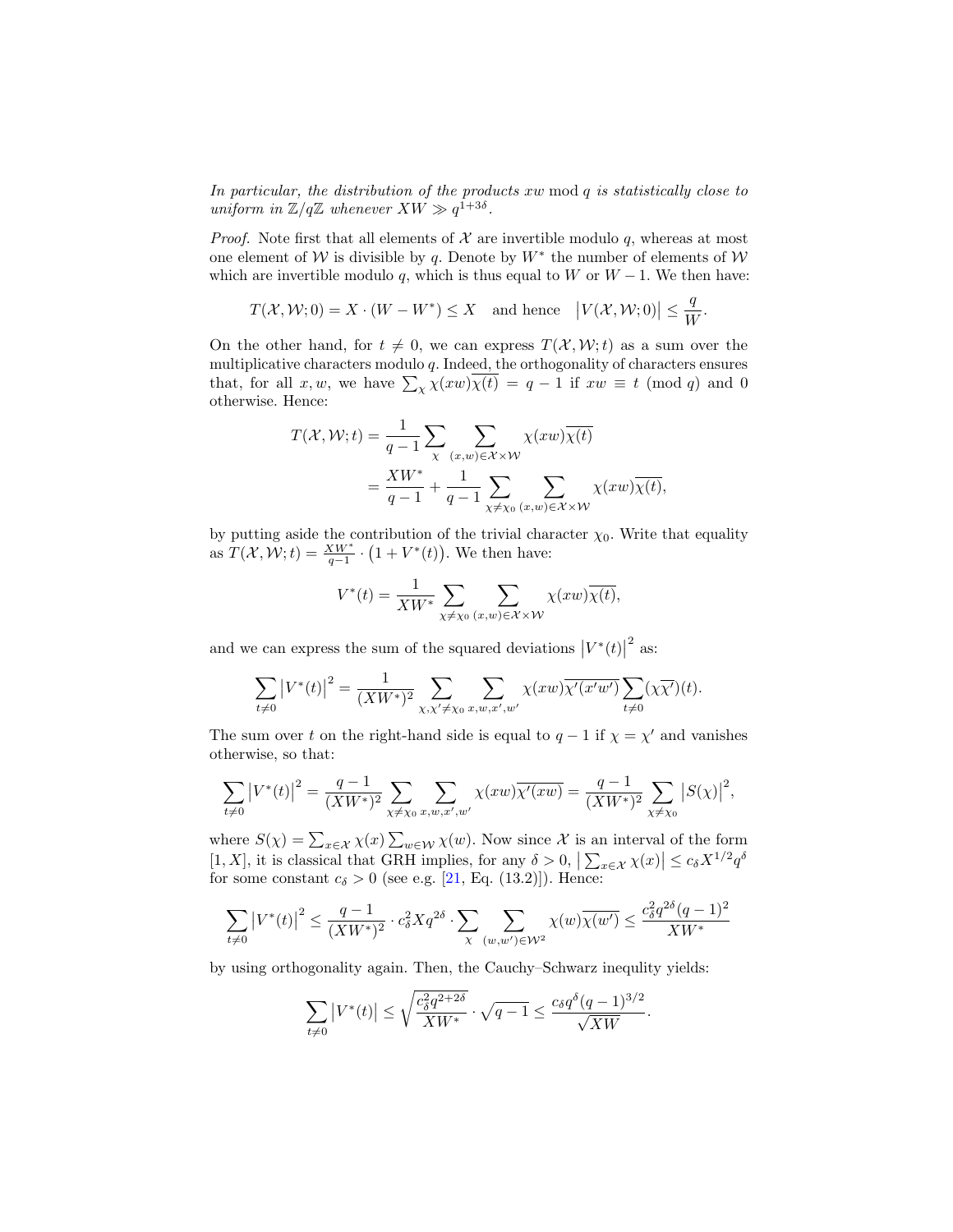*In particular, the distribution of the products $xw \bmod q$ is statistically close to uniform in $\mathbb{Z}/q\mathbb{Z}$ whenever $XW \gg q^{1+3\delta}$.*

*Proof.* Note first that all elements of $\mathcal{X}$ are invertible modulo $q$, whereas at most one element of $\mathcal{W}$ is divisible by $q$. Denote by $W^*$ the number of elements of $\mathcal{W}$ which are invertible modulo $q$, which is thus equal to $W$ or $W-1$. We then have:

$$T(\mathcal{X},\mathcal{W};0) = X\cdot(W-W^*) \le X \quad \text{and hence} \quad \big|V(\mathcal{X},\mathcal{W};0)\big| \le \frac{q}{W}.$$

On the other hand, for $t \neq 0$, we can express $T(\mathcal{X},\mathcal{W};t)$ as a sum over the multiplicative characters modulo $q$. Indeed, the orthogonality of characters ensures that, for all $x, w$, we have $\sum_\chi \chi(xw)\overline{\chi(t)} = q-1$ if $xw \equiv t \pmod q$ and 0 otherwise. Hence:

$$\begin{aligned} T(\mathcal{X},\mathcal{W};t) &= \frac{1}{q-1}\sum_\chi \sum_{(x,w)\in\mathcal{X}\times\mathcal{W}} \chi(xw)\overline{\chi(t)} \\ &= \frac{XW^*}{q-1} + \frac{1}{q-1}\sum_{\chi\neq\chi_0}\sum_{(x,w)\in\mathcal{X}\times\mathcal{W}} \chi(xw)\overline{\chi(t)}, \end{aligned}$$

by putting aside the contribution of the trivial character $\chi_0$. Write that equality as $T(\mathcal{X},\mathcal{W};t) = \frac{XW^*}{q-1}\cdot\big(1+V^*(t)\big)$. We then have:

$$V^*(t) = \frac{1}{XW^*}\sum_{\chi\neq\chi_0}\sum_{(x,w)\in\mathcal{X}\times\mathcal{W}} \chi(xw)\overline{\chi(t)},$$

and we can express the sum of the squared deviations $\big|V^*(t)\big|^2$ as:

$$\sum_{t\neq 0}\big|V^*(t)\big|^2 = \frac{1}{(XW^*)^2}\sum_{\chi,\chi'\neq\chi_0}\sum_{x,w,x',w'} \chi(xw)\overline{\chi'(x'w')}\sum_{t\neq 0}(\chi\overline{\chi'})(t).$$

The sum over $t$ on the right-hand side is equal to $q-1$ if $\chi=\chi'$ and vanishes otherwise, so that:

$$\sum_{t\neq 0}\big|V^*(t)\big|^2 = \frac{q-1}{(XW^*)^2}\sum_{\chi\neq\chi_0}\sum_{x,w,x',w'} \chi(xw)\overline{\chi'(xw)} = \frac{q-1}{(XW^*)^2}\sum_{\chi\neq\chi_0}\big|S(\chi)\big|^2,$$

where $S(\chi) = \sum_{x\in\mathcal{X}}\chi(x)\sum_{w\in\mathcal{W}}\chi(w)$. Now since $\mathcal{X}$ is an interval of the form $[1,X]$, it is classical that GRH implies, for any $\delta>0$, $\big|\sum_{x\in\mathcal{X}}\chi(x)\big| \le c_\delta X^{1/2}q^\delta$ for some constant $c_\delta > 0$ (see e.g. [21, Eq. (13.2)]). Hence:

$$\sum_{t\neq 0}\big|V^*(t)\big|^2 \le \frac{q-1}{(XW^*)^2}\cdot c_\delta^2 X q^{2\delta}\cdot\sum_\chi\sum_{(w,w')\in\mathcal{W}^2}\chi(w)\overline{\chi(w')} \le \frac{c_\delta^2 q^{2\delta}(q-1)^2}{XW^*}$$

by using orthogonality again. Then, the Cauchy–Schwarz inequlity yields:

$$\sum_{t\neq 0}\big|V^*(t)\big| \le \sqrt{\frac{c_\delta^2 q^{2+2\delta}}{XW^*}}\cdot\sqrt{q-1} \le \frac{c_\delta q^\delta (q-1)^{3/2}}{\sqrt{XW}}.$$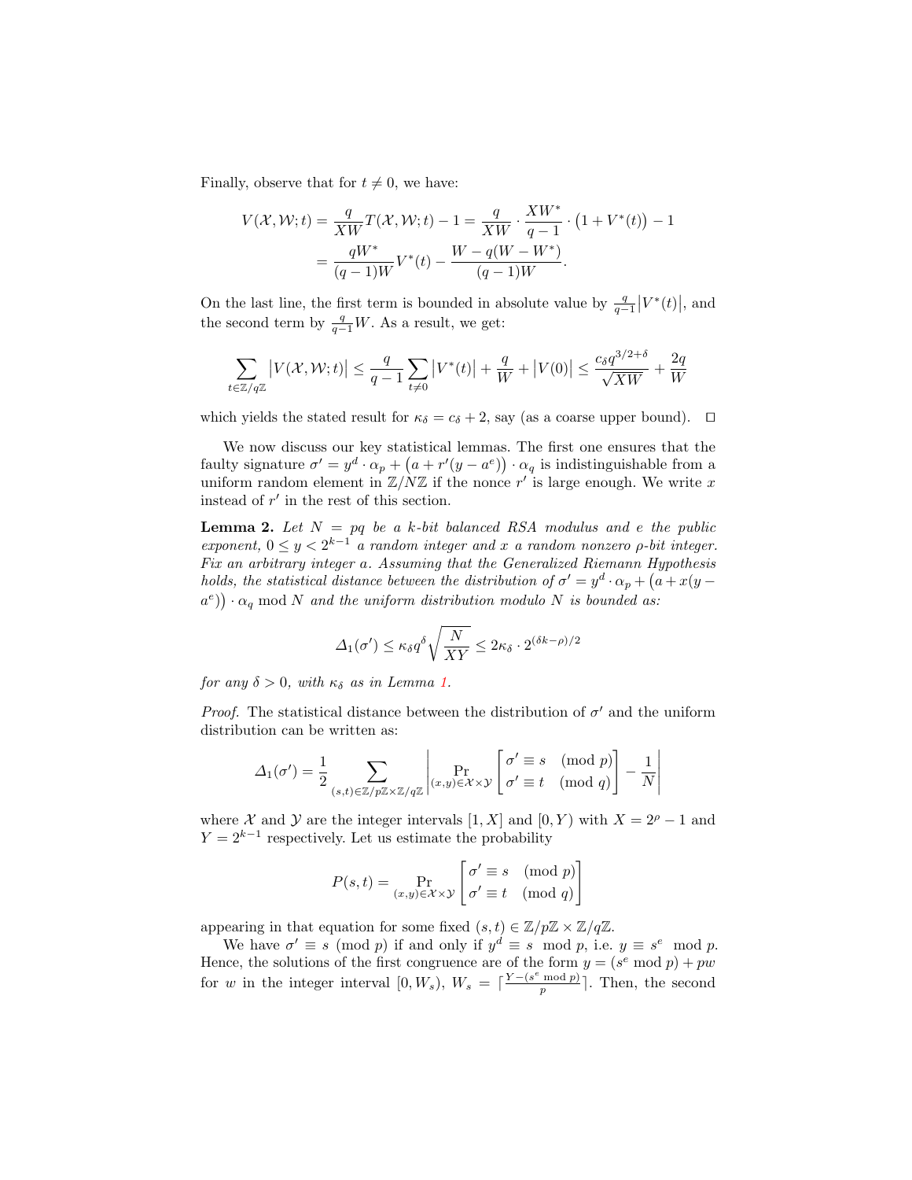Finally, observe that for $t \neq 0$, we have:

$$
\begin{aligned}
V(\mathcal{X}, \mathcal{W}; t) = \frac{q}{XW} T(\mathcal{X}, \mathcal{W}; t) - 1 &= \frac{q}{XW} \cdot \frac{XW^*}{q-1} \cdot \big(1 + V^*(t)\big) - 1 \\
&= \frac{qW^*}{(q-1)W} V^*(t) - \frac{W - q(W - W^*)}{(q-1)W}.
\end{aligned}
$$

On the last line, the first term is bounded in absolute value by $\frac{q}{q-1}\big|V^*(t)\big|$, and the second term by $\frac{q}{q-1}W$. As a result, we get:

$$
\sum_{t \in \mathbb{Z}/q\mathbb{Z}} \big|V(\mathcal{X}, \mathcal{W}; t)\big| \leq \frac{q}{q-1} \sum_{t \neq 0} \big|V^*(t)\big| + \frac{q}{W} + \big|V(0)\big| \leq \frac{c_\delta q^{3/2+\delta}}{\sqrt{XW}} + \frac{2q}{W}
$$

which yields the stated result for $\kappa_\delta = c_\delta + 2$, say (as a coarse upper bound). □

We now discuss our key statistical lemmas. The first one ensures that the faulty signature $\sigma' = y^d \cdot \alpha_p + \big(a + r'(y - a^e)\big) \cdot \alpha_q$ is indistinguishable from a uniform random element in $\mathbb{Z}/N\mathbb{Z}$ if the nonce $r'$ is large enough. We write $x$ instead of $r'$ in the rest of this section.

**Lemma 2.** *Let $N = pq$ be a $k$-bit balanced RSA modulus and $e$ the public exponent, $0 \leq y < 2^{k-1}$ a random integer and $x$ a random nonzero $\rho$-bit integer. Fix an arbitrary integer $a$. Assuming that the Generalized Riemann Hypothesis holds, the statistical distance between the distribution of $\sigma' = y^d \cdot \alpha_p + \big(a + x(y - a^e)\big) \cdot \alpha_q \bmod N$ and the uniform distribution modulo $N$ is bounded as:*

$$
\Delta_1(\sigma') \leq \kappa_\delta q^\delta \sqrt{\frac{N}{XY}} \leq 2\kappa_\delta \cdot 2^{(\delta k - \rho)/2}
$$

*for any $\delta > 0$, with $\kappa_\delta$ as in Lemma 1.*

*Proof.* The statistical distance between the distribution of $\sigma'$ and the uniform distribution can be written as:

$$
\Delta_1(\sigma') = \frac{1}{2} \sum_{(s,t) \in \mathbb{Z}/p\mathbb{Z} \times \mathbb{Z}/q\mathbb{Z}} \left| \Pr_{(x,y) \in \mathcal{X} \times \mathcal{Y}} \begin{bmatrix} \sigma' \equiv s \pmod{p} \\ \sigma' \equiv t \pmod{q} \end{bmatrix} - \frac{1}{N} \right|
$$

where $\mathcal{X}$ and $\mathcal{Y}$ are the integer intervals $[1, X]$ and $[0, Y)$ with $X = 2^\rho - 1$ and $Y = 2^{k-1}$ respectively. Let us estimate the probability

$$
P(s,t) = \Pr_{(x,y) \in \mathcal{X} \times \mathcal{Y}} \begin{bmatrix} \sigma' \equiv s \pmod{p} \\ \sigma' \equiv t \pmod{q} \end{bmatrix}
$$

appearing in that equation for some fixed $(s,t) \in \mathbb{Z}/p\mathbb{Z} \times \mathbb{Z}/q\mathbb{Z}$.

We have $\sigma' \equiv s \pmod{p}$ if and only if $y^d \equiv s \mod p$, i.e. $y \equiv s^e \mod p$. Hence, the solutions of the first congruence are of the form $y = (s^e \bmod p) + pw$ for $w$ in the integer interval $[0, W_s)$, $W_s = \lceil \frac{Y - (s^e \bmod p)}{p} \rceil$. Then, the second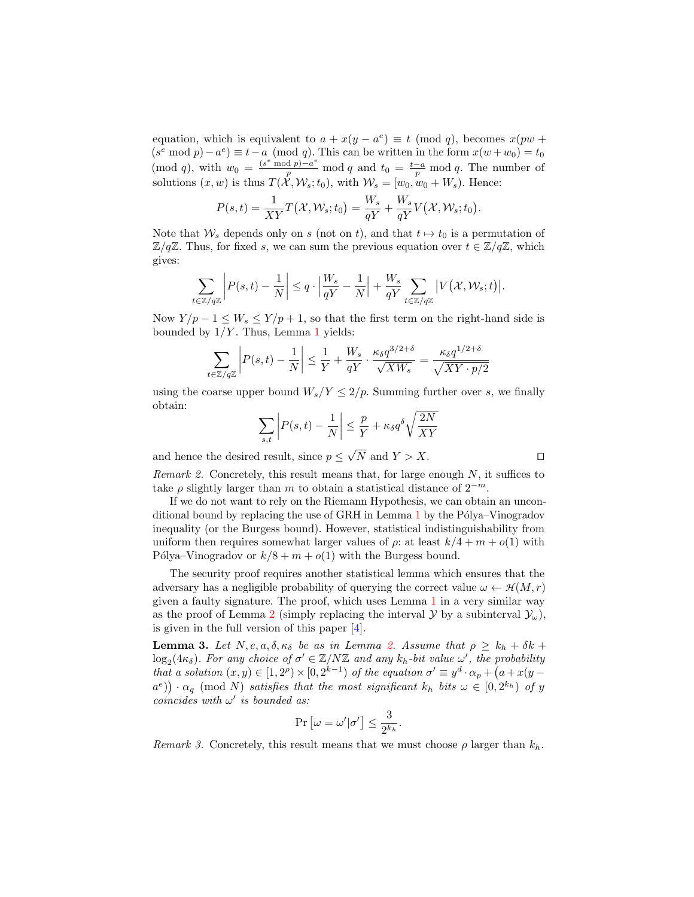equation, which is equivalent to $a + x(y - a^e) \equiv t \pmod q$, becomes $x(pw + (s^e \bmod p) - a^e) \equiv t - a \pmod q$. This can be written in the form $x(w + w_0) = t_0 \pmod q$, with $w_0 = \frac{(s^e \bmod p) - a^e}{p} \bmod q$ and $t_0 = \frac{t-a}{p} \bmod q$. The number of solutions $(x, w)$ is thus $T(\mathcal{X}, \mathcal{W}_s; t_0)$, with $\mathcal{W}_s = [w_0, w_0 + W_s)$. Hence:

$$P(s,t) = \frac{1}{XY} T\big(\mathcal{X}, \mathcal{W}_s; t_0\big) = \frac{W_s}{qY} + \frac{W_s}{qY} V\big(\mathcal{X}, \mathcal{W}_s; t_0\big).$$

Note that $\mathcal{W}_s$ depends only on $s$ (not on $t$), and that $t \mapsto t_0$ is a permutation of $\mathbb{Z}/q\mathbb{Z}$. Thus, for fixed $s$, we can sum the previous equation over $t \in \mathbb{Z}/q\mathbb{Z}$, which gives:

$$\sum_{t \in \mathbb{Z}/q\mathbb{Z}} \left| P(s,t) - \frac{1}{N} \right| \le q \cdot \left| \frac{W_s}{qY} - \frac{1}{N} \right| + \frac{W_s}{qY} \sum_{t \in \mathbb{Z}/q\mathbb{Z}} \left| V\big(\mathcal{X}, \mathcal{W}_s; t\big) \right|.$$

Now $Y/p - 1 \le W_s \le Y/p + 1$, so that the first term on the right-hand side is bounded by $1/Y$. Thus, Lemma 1 yields:

$$\sum_{t \in \mathbb{Z}/q\mathbb{Z}} \left| P(s,t) - \frac{1}{N} \right| \le \frac{1}{Y} + \frac{W_s}{qY} \cdot \frac{\kappa_\delta q^{3/2+\delta}}{\sqrt{XW_s}} = \frac{\kappa_\delta q^{1/2+\delta}}{\sqrt{XY \cdot p/2}}$$

using the coarse upper bound $W_s/Y \le 2/p$. Summing further over $s$, we finally obtain:

$$\sum_{s,t} \left| P(s,t) - \frac{1}{N} \right| \le \frac{p}{Y} + \kappa_\delta q^\delta \sqrt{\frac{2N}{XY}}$$

and hence the desired result, since $p \le \sqrt{N}$ and $Y > X$. $\square$

*Remark 2.* Concretely, this result means that, for large enough $N$, it suffices to take $\rho$ slightly larger than $m$ to obtain a statistical distance of $2^{-m}$.

If we do not want to rely on the Riemann Hypothesis, we can obtain an unconditional bound by replacing the use of GRH in Lemma 1 by the Pólya–Vinogradov inequality (or the Burgess bound). However, statistical indistinguishability from uniform then requires somewhat larger values of $\rho$: at least $k/4 + m + o(1)$ with Pólya–Vinogradov or $k/8 + m + o(1)$ with the Burgess bound.

The security proof requires another statistical lemma which ensures that the adversary has a negligible probability of querying the correct value $\omega \leftarrow \mathcal{H}(M, r)$ given a faulty signature. The proof, which uses Lemma 1 in a very similar way as the proof of Lemma 2 (simply replacing the interval $\mathcal{Y}$ by a subinterval $\mathcal{Y}_\omega$), is given in the full version of this paper [4].

**Lemma 3.** *Let $N, e, a, \delta, \kappa_\delta$ be as in Lemma 2. Assume that $\rho \ge k_h + \delta k + \log_2(4\kappa_\delta)$. For any choice of $\sigma' \in \mathbb{Z}/N\mathbb{Z}$ and any $k_h$-bit value $\omega'$, the probability that a solution $(x, y) \in [1, 2^\rho) \times [0, 2^{k-1})$ of the equation $\sigma' \equiv y^d \cdot \alpha_p + \big(a + x(y - a^e)\big) \cdot \alpha_q \pmod N$ satisfies that the most significant $k_h$ bits $\omega \in [0, 2^{k_h})$ of $y$ coincides with $\omega'$ is bounded as:*

$$\Pr\left[\omega = \omega' | \sigma'\right] \le \frac{3}{2^{k_h}}.$$

*Remark 3.* Concretely, this result means that we must choose $\rho$ larger than $k_h$.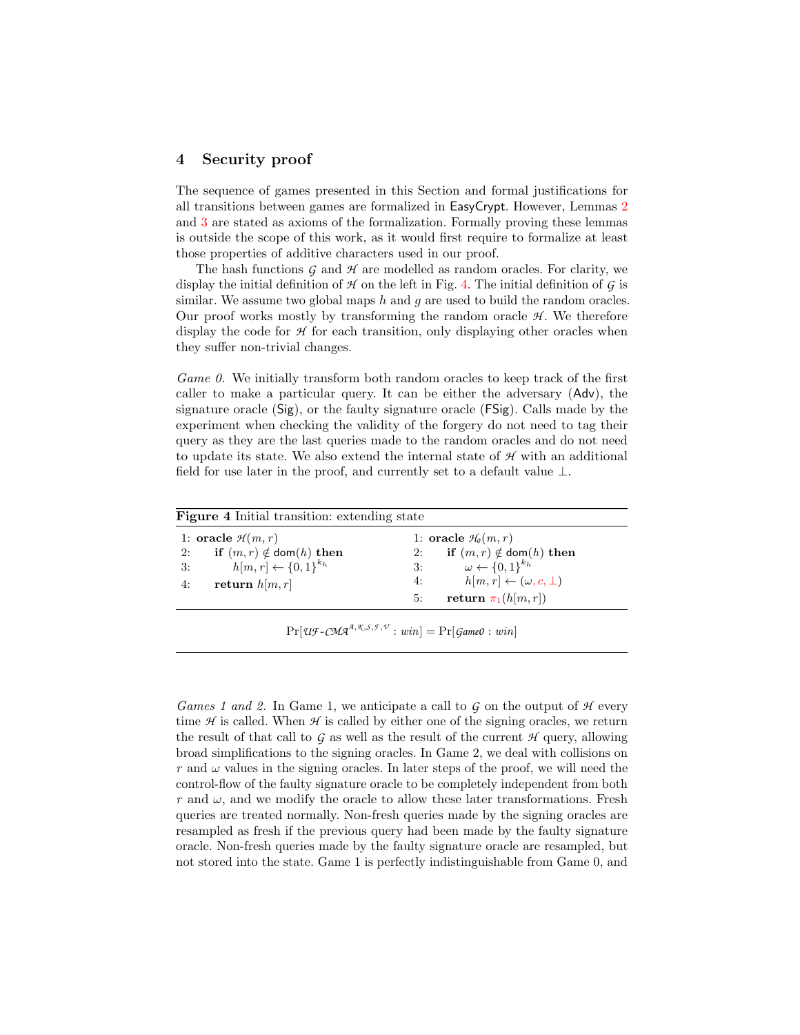## 4 Security proof

The sequence of games presented in this Section and formal justifications for all transitions between games are formalized in EasyCrypt. However, Lemmas 2 and 3 are stated as axioms of the formalization. Formally proving these lemmas is outside the scope of this work, as it would first require to formalize at least those properties of additive characters used in our proof.

The hash functions $\mathcal{G}$ and $\mathcal{H}$ are modelled as random oracles. For clarity, we display the initial definition of $\mathcal{H}$ on the left in Fig. 4. The initial definition of $\mathcal{G}$ is similar. We assume two global maps $h$ and $g$ are used to build the random oracles. Our proof works mostly by transforming the random oracle $\mathcal{H}$. We therefore display the code for $\mathcal{H}$ for each transition, only displaying other oracles when they suffer non-trivial changes.

*Game 0.* We initially transform both random oracles to keep track of the first caller to make a particular query. It can be either the adversary (Adv), the signature oracle (Sig), or the faulty signature oracle (FSig). Calls made by the experiment when checking the validity of the forgery do not need to tag their query as they are the last queries made to the random oracles and do not need to update its state. We also extend the internal state of $\mathcal{H}$ with an additional field for use later in the proof, and currently set to a default value $\perp$.

**Figure 4** Initial transition: extending state

```
1: oracle H(m, r)
2:     if (m, r) ∉ dom(h) then
3:         h[m, r] ← {0,1}^{k_h}
4:     return h[m, r]
```

```
1: oracle H_0(m, r)
2:     if (m, r) ∉ dom(h) then
3:         ω ← {0,1}^{k_h}
4:         h[m, r] ← (ω, c, ⊥)
5:     return π_1(h[m, r])
```

$$\Pr[\mathcal{UF}\text{-}\mathcal{CMA}^{\mathcal{A},\mathcal{K},\mathcal{S},\mathcal{F},\mathcal{V}} : win] = \Pr[\mathcal{G}ame0 : win]$$

*Games 1 and 2.* In Game 1, we anticipate a call to $\mathcal{G}$ on the output of $\mathcal{H}$ every time $\mathcal{H}$ is called. When $\mathcal{H}$ is called by either one of the signing oracles, we return the result of that call to $\mathcal{G}$ as well as the result of the current $\mathcal{H}$ query, allowing broad simplifications to the signing oracles. In Game 2, we deal with collisions on $r$ and $\omega$ values in the signing oracles. In later steps of the proof, we will need the control-flow of the faulty signature oracle to be completely independent from both $r$ and $\omega$, and we modify the oracle to allow these later transformations. Fresh queries are treated normally. Non-fresh queries made by the signing oracles are resampled as fresh if the previous query had been made by the faulty signature oracle. Non-fresh queries made by the faulty signature oracle are resampled, but not stored into the state. Game 1 is perfectly indistinguishable from Game 0, and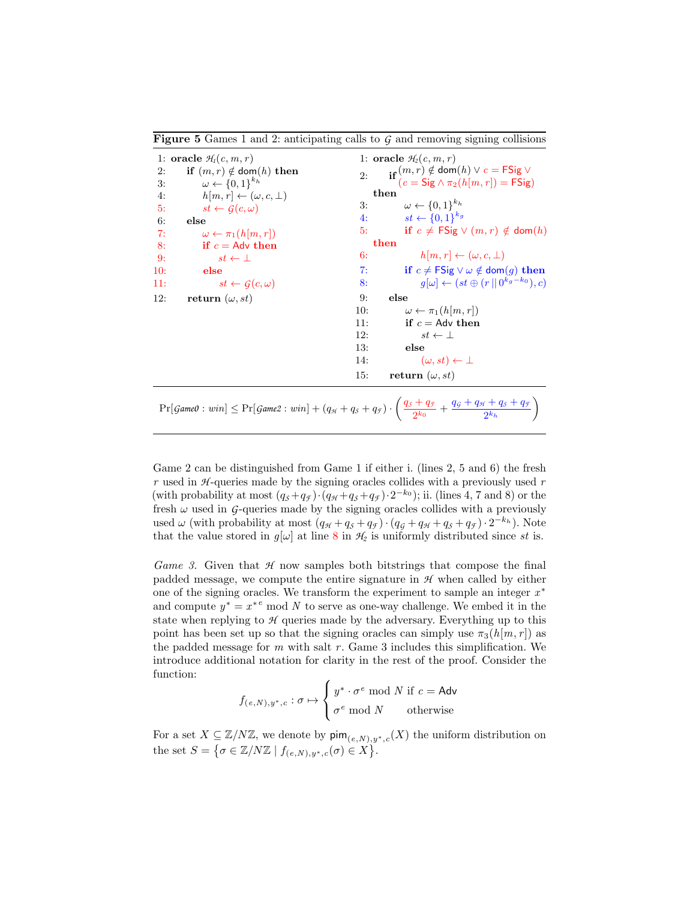**Figure 5** Games 1 and 2: anticipating calls to $\mathcal{G}$ and removing signing collisions

```
1:  oracle H_1(c, m, r)
2:      if (m, r) ∉ dom(h) then
3:          ω ← {0,1}^{k_h}
4:          h[m, r] ← (ω, c, ⊥)
5:          st ← G(c, ω)
6:      else
7:          ω ← π_1(h[m, r])
8:          if c = Adv then
9:              st ← ⊥
10:         else
11:             st ← G(c, ω)
12:     return (ω, st)
```

```
1:  oracle H_2(c, m, r)
2:      if (m, r) ∉ dom(h) ∨ c = FSig ∨
           (c = Sig ∧ π_2(h[m, r]) = FSig)
        then
3:          ω ← {0,1}^{k_h}
4:          st ← {0,1}^{k_g}
5:          if c ≠ FSig ∨ (m, r) ∉ dom(h)
        then
6:              h[m, r] ← (ω, c, ⊥)
7:          if c ≠ FSig ∨ ω ∉ dom(g) then
8:              g[ω] ← (st ⊕ (r || 0^{k_g − k_0}), c)
9:      else
10:         ω ← π_1(h[m, r])
11:         if c = Adv then
12:             st ← ⊥
13:         else
14:             (ω, st) ← ⊥
15:     return (ω, st)
```

$$\Pr[\mathit{Game0} : \mathit{win}] \leq \Pr[\mathit{Game2} : \mathit{win}] + (q_{\mathcal{H}} + q_{\mathcal{S}} + q_{\mathcal{F}}) \cdot \left( \frac{q_{\mathcal{S}} + q_{\mathcal{F}}}{2^{k_0}} + \frac{q_{\mathcal{G}} + q_{\mathcal{H}} + q_{\mathcal{S}} + q_{\mathcal{F}}}{2^{k_h}} \right)$$

Game 2 can be distinguished from Game 1 if either i. (lines 2, 5 and 6) the fresh $r$ used in $\mathcal{H}$-queries made by the signing oracles collides with a previously used $r$ (with probability at most $(q_{\mathcal{S}}+q_{\mathcal{F}}) \cdot (q_{\mathcal{H}}+q_{\mathcal{S}}+q_{\mathcal{F}}) \cdot 2^{-k_0}$); ii. (lines 4, 7 and 8) or the fresh $\omega$ used in $\mathcal{G}$-queries made by the signing oracles collides with a previously used $\omega$ (with probability at most $(q_{\mathcal{H}}+q_{\mathcal{S}}+q_{\mathcal{F}}) \cdot (q_{\mathcal{G}}+q_{\mathcal{H}}+q_{\mathcal{S}}+q_{\mathcal{F}}) \cdot 2^{-k_h}$). Note that the value stored in $g[\omega]$ at line 8 in $\mathcal{H}_2$ is uniformly distributed since $st$ is.

*Game 3.* Given that $\mathcal{H}$ now samples both bitstrings that compose the final padded message, we compute the entire signature in $\mathcal{H}$ when called by either one of the signing oracles. We transform the experiment to sample an integer $x^*$ and compute $y^* = {x^*}^e \bmod N$ to serve as one-way challenge. We embed it in the state when replying to $\mathcal{H}$ queries made by the adversary. Everything up to this point has been set up so that the signing oracles can simply use $\pi_3(h[m,r])$ as the padded message for $m$ with salt $r$. Game 3 includes this simplification. We introduce additional notation for clarity in the rest of the proof. Consider the function:

$$f_{(e,N),y^*,c} : \sigma \mapsto \begin{cases} y^* \cdot \sigma^e \bmod N \text{ if } c = \mathsf{Adv} \\ \sigma^e \bmod N \qquad \text{otherwise} \end{cases}$$

For a set $X \subseteq \mathbb{Z}/N\mathbb{Z}$, we denote by $\mathsf{pim}_{(e,N),y^*,c}(X)$ the uniform distribution on the set $S = \left\{ \sigma \in \mathbb{Z}/N\mathbb{Z} \mid f_{(e,N),y^*,c}(\sigma) \in X \right\}$.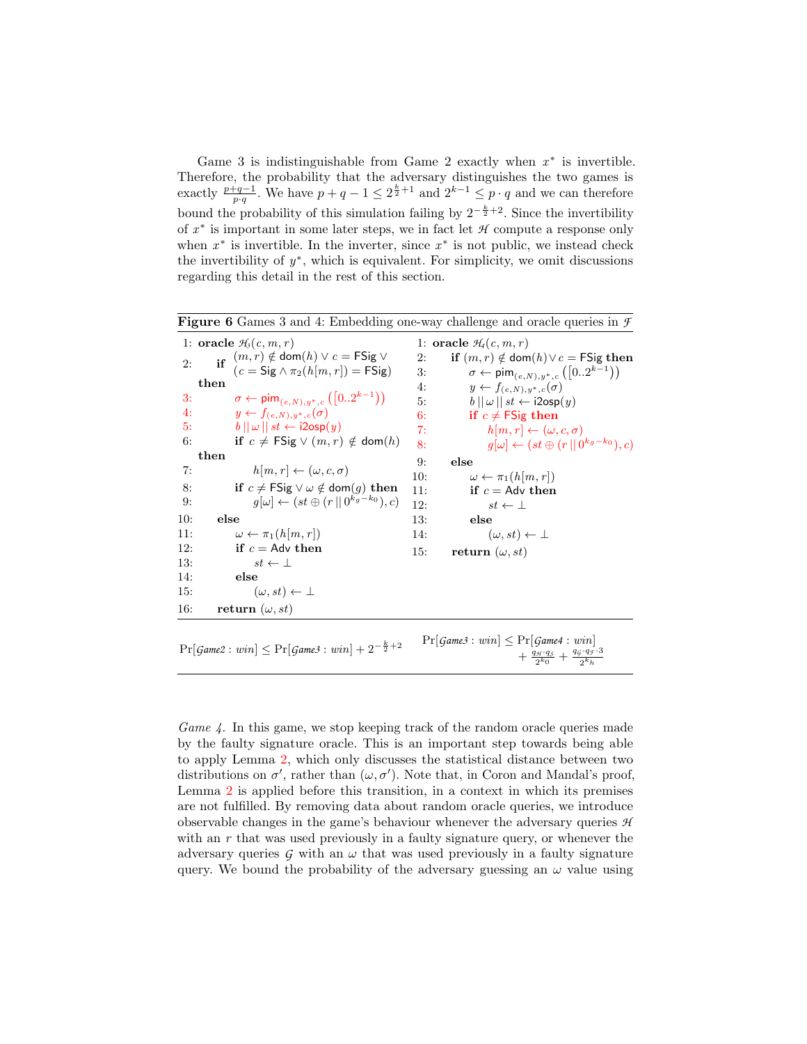Game 3 is indistinguishable from Game 2 exactly when $x^*$ is invertible. Therefore, the probability that the adversary distinguishes the two games is exactly $\frac{p+q-1}{p \cdot q}$. We have $p+q-1 \leq 2^{\frac{k}{2}+1}$ and $2^{k-1} \leq p \cdot q$ and we can therefore bound the probability of this simulation failing by $2^{-\frac{k}{2}+2}$. Since the invertibility of $x^*$ is important in some later steps, we in fact let $\mathcal{H}$ compute a response only when $x^*$ is invertible. In the inverter, since $x^*$ is not public, we instead check the invertibility of $y^*$, which is equivalent. For simplicity, we omit discussions regarding this detail in the rest of this section.

**Figure 6** Games 3 and 4: Embedding one-way challenge and oracle queries in $\mathcal{F}$

```
1:  oracle H3(c, m, r)
2:      if (m, r) ∉ dom(h) ∨ c = FSig ∨
           (c = Sig ∧ π2(h[m, r]) = FSig) then
3:          σ ← pim_{(e,N),y*,c}([0..2^{k-1}))
4:          y ← f_{(e,N),y*,c}(σ)
5:          b || ω || st ← i2osp(y)
6:          if c ≠ FSig ∨ (m, r) ∉ dom(h) then
7:              h[m, r] ← (ω, c, σ)
8:          if c ≠ FSig ∨ ω ∉ dom(g) then
9:              g[ω] ← (st ⊕ (r || 0^{k_g - k_0}), c)
10:     else
11:         ω ← π1(h[m, r])
12:         if c = Adv then
13:             st ← ⊥
14:         else
15:             (ω, st) ← ⊥
16:     return (ω, st)
```

```
1:  oracle H4(c, m, r)
2:      if (m, r) ∉ dom(h) ∨ c = FSig then
3:          σ ← pim_{(e,N),y*,c}([0..2^{k-1}))
4:          y ← f_{(e,N),y*,c}(σ)
5:          b || ω || st ← i2osp(y)
6:          if c ≠ FSig then
7:              h[m, r] ← (ω, c, σ)
8:              g[ω] ← (st ⊕ (r || 0^{k_g - k_0}), c)
9:      else
10:         ω ← π1(h[m, r])
11:         if c = Adv then
12:             st ← ⊥
13:         else
14:             (ω, st) ← ⊥
15:     return (ω, st)
```

$\Pr[\mathcal{G}ame2 : win] \leq \Pr[\mathcal{G}ame3 : win] + 2^{-\frac{k}{2}+2}$

$\Pr[\mathcal{G}ame3 : win] \leq \Pr[\mathcal{G}ame4 : win] + \frac{q_{\mathcal{H}} \cdot q_{\mathcal{S}}}{2^{k_0}} + \frac{q_{\mathcal{G}} \cdot q_{\mathcal{F}} \cdot 3}{2^{k_h}}$

*Game 4.* In this game, we stop keeping track of the random oracle queries made by the faulty signature oracle. This is an important step towards being able to apply Lemma 2, which only discusses the statistical distance between two distributions on $\sigma'$, rather than $(\omega, \sigma')$. Note that, in Coron and Mandal's proof, Lemma 2 is applied before this transition, in a context in which its premises are not fulfilled. By removing data about random oracle queries, we introduce observable changes in the game's behaviour whenever the adversary queries $\mathcal{H}$ with an $r$ that was used previously in a faulty signature query, or whenever the adversary queries $\mathcal{G}$ with an $\omega$ that was used previously in a faulty signature query. We bound the probability of the adversary guessing an $\omega$ value using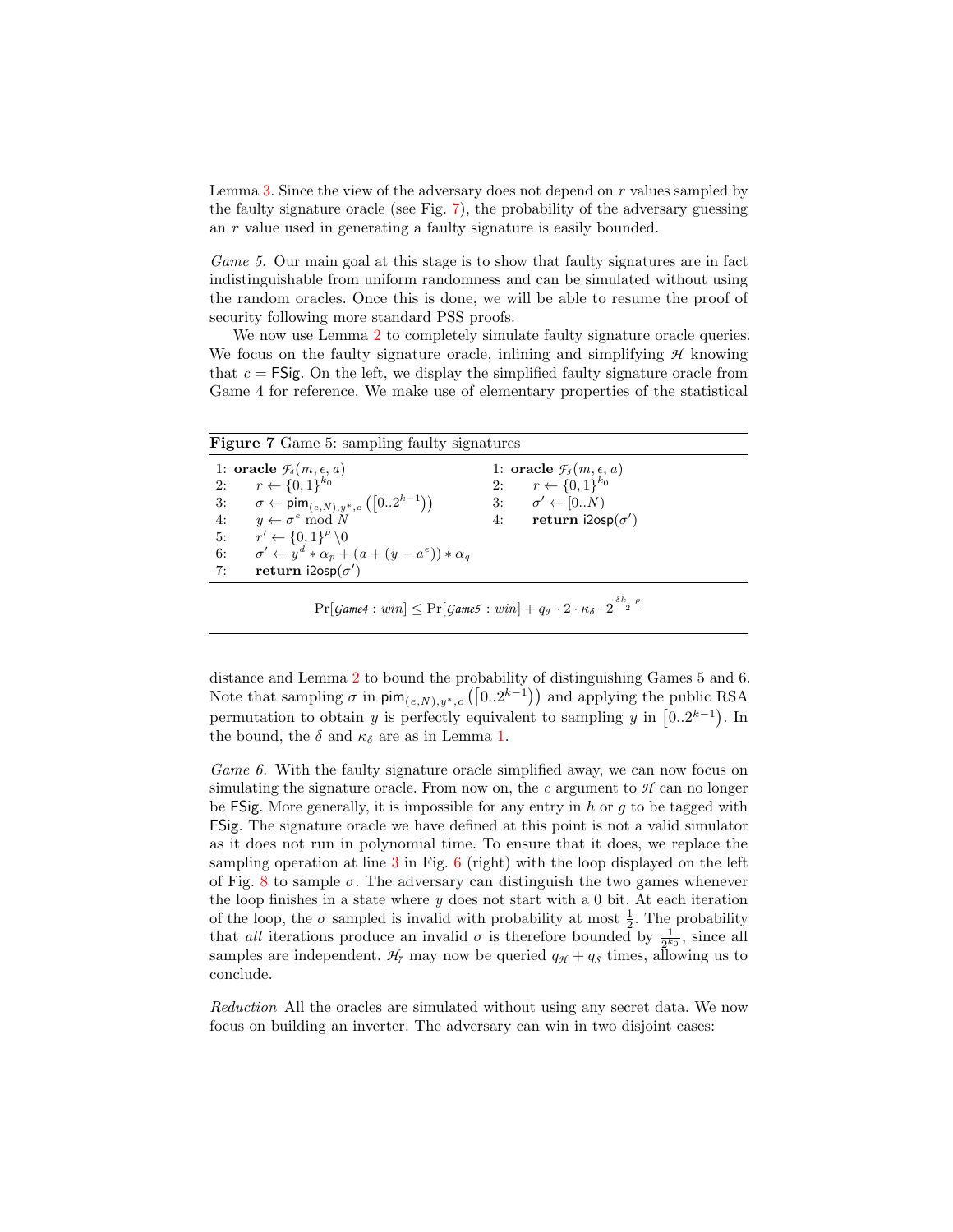Lemma 3. Since the view of the adversary does not depend on $r$ values sampled by the faulty signature oracle (see Fig. 7), the probability of the adversary guessing an $r$ value used in generating a faulty signature is easily bounded.

*Game 5.* Our main goal at this stage is to show that faulty signatures are in fact indistinguishable from uniform randomness and can be simulated without using the random oracles. Once this is done, we will be able to resume the proof of security following more standard PSS proofs.

We now use Lemma 2 to completely simulate faulty signature oracle queries. We focus on the faulty signature oracle, inlining and simplifying $\mathcal{H}$ knowing that $c = \mathsf{FSig}$. On the left, we display the simplified faulty signature oracle from Game 4 for reference. We make use of elementary properties of the statistical

**Figure 7** Game 5: sampling faulty signatures

```
1: oracle F_4(m, ε, a)
2:     r ← {0,1}^{k_0}
3:     σ ← pim_{(e,N),y*,c}([0..2^{k-1}))
4:     y ← σ^e mod N
5:     r' ← {0,1}^ρ \0
6:     σ' ← y^d * α_p + (a + (y − a^e)) * α_q
7:     return i2osp(σ')
```

```
1: oracle F_5(m, ε, a)
2:     r ← {0,1}^{k_0}
3:     σ' ← [0..N)
4:     return i2osp(σ')
```

$$\Pr[\mathit{Game4} : \mathit{win}] \leq \Pr[\mathit{Game5} : \mathit{win}] + q_{\mathcal{F}} \cdot 2 \cdot \kappa_\delta \cdot 2^{\frac{\delta k - \rho}{2}}$$

distance and Lemma 2 to bound the probability of distinguishing Games 5 and 6. Note that sampling $\sigma$ in $\mathsf{pim}_{(e,N),y^*,c}\left(\left[0..2^{k-1}\right)\right)$ and applying the public RSA permutation to obtain $y$ is perfectly equivalent to sampling $y$ in $\left[0..2^{k-1}\right)$. In the bound, the $\delta$ and $\kappa_\delta$ are as in Lemma 1.

*Game 6.* With the faulty signature oracle simplified away, we can now focus on simulating the signature oracle. From now on, the $c$ argument to $\mathcal{H}$ can no longer be $\mathsf{FSig}$. More generally, it is impossible for any entry in $h$ or $g$ to be tagged with $\mathsf{FSig}$. The signature oracle we have defined at this point is not a valid simulator as it does not run in polynomial time. To ensure that it does, we replace the sampling operation at line 3 in Fig. 6 (right) with the loop displayed on the left of Fig. 8 to sample $\sigma$. The adversary can distinguish the two games whenever the loop finishes in a state where $y$ does not start with a 0 bit. At each iteration of the loop, the $\sigma$ sampled is invalid with probability at most $\frac{1}{2}$. The probability that *all* iterations produce an invalid $\sigma$ is therefore bounded by $\frac{1}{2^{k_0}}$, since all samples are independent. $\mathcal{H}_7$ may now be queried $q_{\mathcal{H}} + q_{\mathcal{S}}$ times, allowing us to conclude.

*Reduction* All the oracles are simulated without using any secret data. We now focus on building an inverter. The adversary can win in two disjoint cases: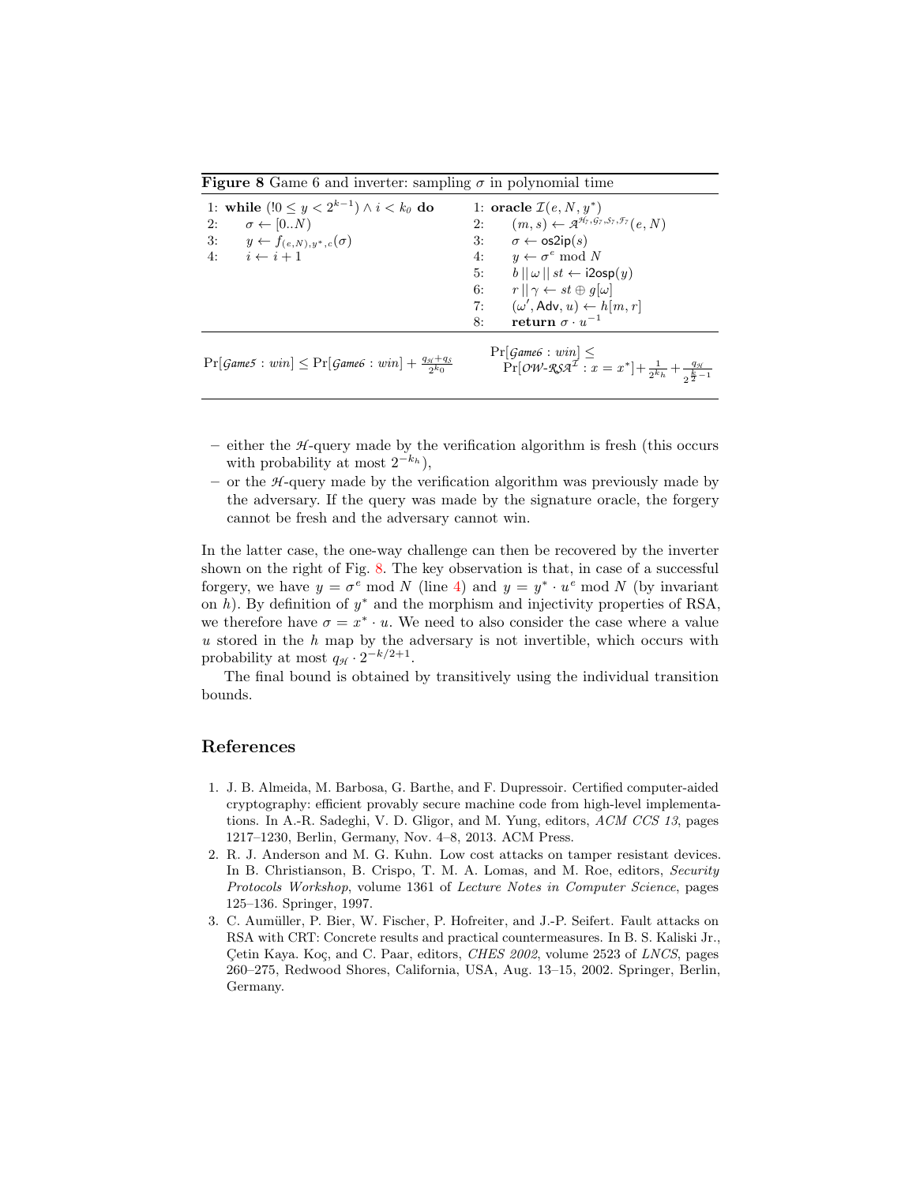**Figure 8** Game 6 and inverter: sampling $\sigma$ in polynomial time

```
1: while (!0 ≤ y < 2^{k-1}) ∧ i < k_0 do
2:     σ ← [0..N)
3:     y ← f_{(e,N),y*,c}(σ)
4:     i ← i + 1
```

```
1: oracle I(e, N, y*)
2:     (m, s) ← A^{H_7, G_7, S_7, F_7}(e, N)
3:     σ ← os2ip(s)
4:     y ← σ^e mod N
5:     b || ω || st ← i2osp(y)
6:     r || γ ← st ⊕ g[ω]
7:     (ω', Adv, u) ← h[m, r]
8:     return σ · u^{-1}
```

$\Pr[\mathcal{G}ame5 : win] \leq \Pr[\mathcal{G}ame6 : win] + \frac{q_{\mathcal{H}} + q_{\mathcal{S}}}{2^{k_0}}$

$\Pr[\mathcal{G}ame6 : win] \leq \Pr[\mathcal{OW}\text{-}\mathcal{RSA}^{\mathcal{I}} : x = x^*] + \frac{1}{2^{k_h}} + \frac{q_{\mathcal{H}}}{2^{\frac{k}{2}-1}}$

– either the $\mathcal{H}$-query made by the verification algorithm is fresh (this occurs with probability at most $2^{-k_h}$),

– or the $\mathcal{H}$-query made by the verification algorithm was previously made by the adversary. If the query was made by the signature oracle, the forgery cannot be fresh and the adversary cannot win.

In the latter case, the one-way challenge can then be recovered by the inverter shown on the right of Fig. 8. The key observation is that, in case of a successful forgery, we have $y = \sigma^e \bmod N$ (line 4) and $y = y^* \cdot u^e \bmod N$ (by invariant on $h$). By definition of $y^*$ and the morphism and injectivity properties of RSA, we therefore have $\sigma = x^* \cdot u$. We need to also consider the case where a value $u$ stored in the $h$ map by the adversary is not invertible, which occurs with probability at most $q_{\mathcal{H}} \cdot 2^{-k/2+1}$.

The final bound is obtained by transitively using the individual transition bounds.

## References

1. J. B. Almeida, M. Barbosa, G. Barthe, and F. Dupressoir. Certified computer-aided cryptography: efficient provably secure machine code from high-level implementations. In A.-R. Sadeghi, V. D. Gligor, and M. Yung, editors, *ACM CCS 13*, pages 1217–1230, Berlin, Germany, Nov. 4–8, 2013. ACM Press.
2. R. J. Anderson and M. G. Kuhn. Low cost attacks on tamper resistant devices. In B. Christianson, B. Crispo, T. M. A. Lomas, and M. Roe, editors, *Security Protocols Workshop*, volume 1361 of *Lecture Notes in Computer Science*, pages 125–136. Springer, 1997.
3. C. Aumüller, P. Bier, W. Fischer, P. Hofreiter, and J.-P. Seifert. Fault attacks on RSA with CRT: Concrete results and practical countermeasures. In B. S. Kaliski Jr., Çetin Kaya. Koç, and C. Paar, editors, *CHES 2002*, volume 2523 of *LNCS*, pages 260–275, Redwood Shores, California, USA, Aug. 13–15, 2002. Springer, Berlin, Germany.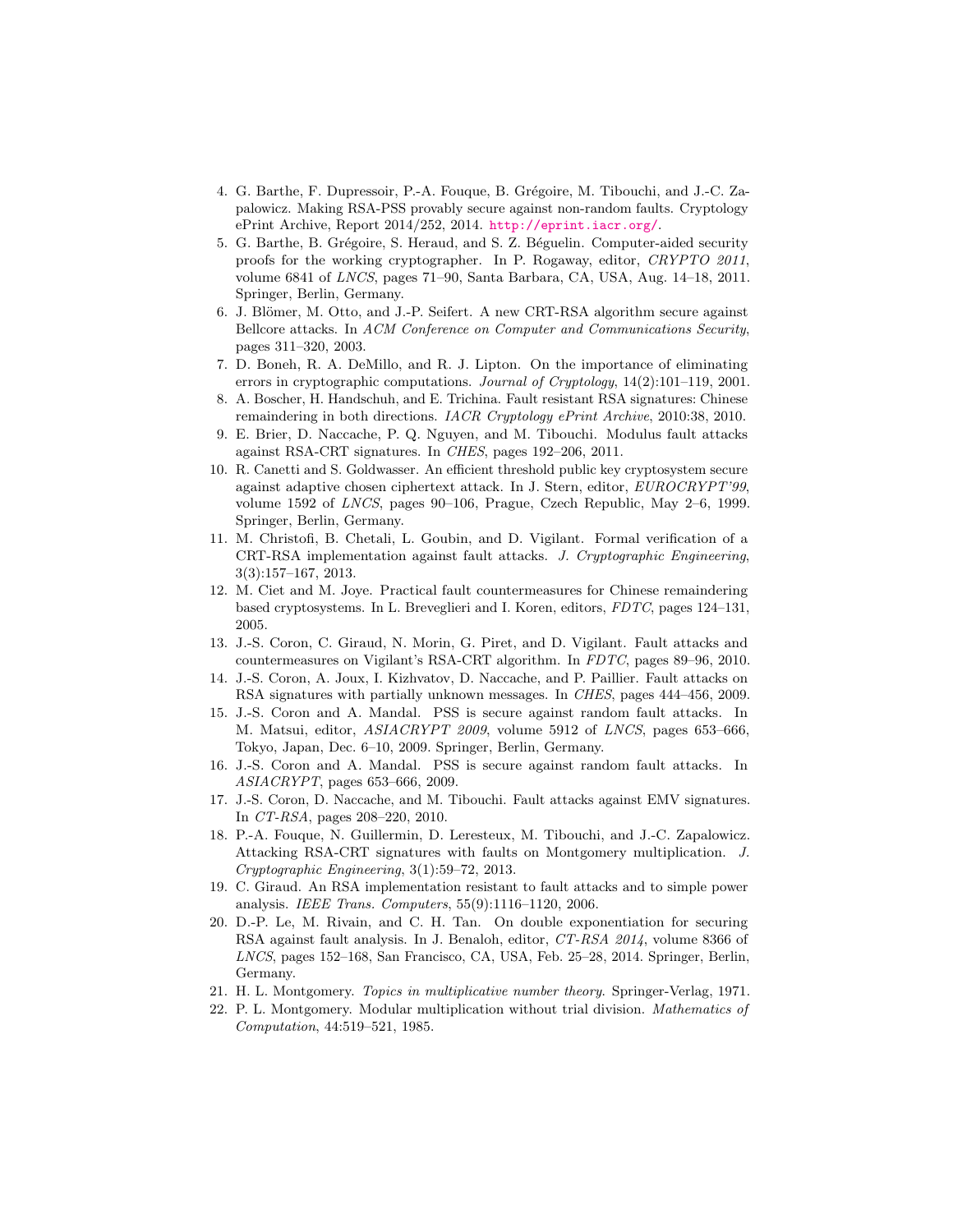4. G. Barthe, F. Dupressoir, P.-A. Fouque, B. Grégoire, M. Tibouchi, and J.-C. Zapalowicz. Making RSA-PSS provably secure against non-random faults. Cryptology ePrint Archive, Report 2014/252, 2014. http://eprint.iacr.org/.
5. G. Barthe, B. Grégoire, S. Heraud, and S. Z. Béguelin. Computer-aided security proofs for the working cryptographer. In P. Rogaway, editor, *CRYPTO 2011*, volume 6841 of *LNCS*, pages 71–90, Santa Barbara, CA, USA, Aug. 14–18, 2011. Springer, Berlin, Germany.
6. J. Blömer, M. Otto, and J.-P. Seifert. A new CRT-RSA algorithm secure against Bellcore attacks. In *ACM Conference on Computer and Communications Security*, pages 311–320, 2003.
7. D. Boneh, R. A. DeMillo, and R. J. Lipton. On the importance of eliminating errors in cryptographic computations. *Journal of Cryptology*, 14(2):101–119, 2001.
8. A. Boscher, H. Handschuh, and E. Trichina. Fault resistant RSA signatures: Chinese remaindering in both directions. *IACR Cryptology ePrint Archive*, 2010:38, 2010.
9. E. Brier, D. Naccache, P. Q. Nguyen, and M. Tibouchi. Modulus fault attacks against RSA-CRT signatures. In *CHES*, pages 192–206, 2011.
10. R. Canetti and S. Goldwasser. An efficient threshold public key cryptosystem secure against adaptive chosen ciphertext attack. In J. Stern, editor, *EUROCRYPT'99*, volume 1592 of *LNCS*, pages 90–106, Prague, Czech Republic, May 2–6, 1999. Springer, Berlin, Germany.
11. M. Christofi, B. Chetali, L. Goubin, and D. Vigilant. Formal verification of a CRT-RSA implementation against fault attacks. *J. Cryptographic Engineering*, 3(3):157–167, 2013.
12. M. Ciet and M. Joye. Practical fault countermeasures for Chinese remaindering based cryptosystems. In L. Breveglieri and I. Koren, editors, *FDTC*, pages 124–131, 2005.
13. J.-S. Coron, C. Giraud, N. Morin, G. Piret, and D. Vigilant. Fault attacks and countermeasures on Vigilant's RSA-CRT algorithm. In *FDTC*, pages 89–96, 2010.
14. J.-S. Coron, A. Joux, I. Kizhvatov, D. Naccache, and P. Paillier. Fault attacks on RSA signatures with partially unknown messages. In *CHES*, pages 444–456, 2009.
15. J.-S. Coron and A. Mandal. PSS is secure against random fault attacks. In M. Matsui, editor, *ASIACRYPT 2009*, volume 5912 of *LNCS*, pages 653–666, Tokyo, Japan, Dec. 6–10, 2009. Springer, Berlin, Germany.
16. J.-S. Coron and A. Mandal. PSS is secure against random fault attacks. In *ASIACRYPT*, pages 653–666, 2009.
17. J.-S. Coron, D. Naccache, and M. Tibouchi. Fault attacks against EMV signatures. In *CT-RSA*, pages 208–220, 2010.
18. P.-A. Fouque, N. Guillermin, D. Leresteux, M. Tibouchi, and J.-C. Zapalowicz. Attacking RSA-CRT signatures with faults on Montgomery multiplication. *J. Cryptographic Engineering*, 3(1):59–72, 2013.
19. C. Giraud. An RSA implementation resistant to fault attacks and to simple power analysis. *IEEE Trans. Computers*, 55(9):1116–1120, 2006.
20. D.-P. Le, M. Rivain, and C. H. Tan. On double exponentiation for securing RSA against fault analysis. In J. Benaloh, editor, *CT-RSA 2014*, volume 8366 of *LNCS*, pages 152–168, San Francisco, CA, USA, Feb. 25–28, 2014. Springer, Berlin, Germany.
21. H. L. Montgomery. *Topics in multiplicative number theory*. Springer-Verlag, 1971.
22. P. L. Montgomery. Modular multiplication without trial division. *Mathematics of Computation*, 44:519–521, 1985.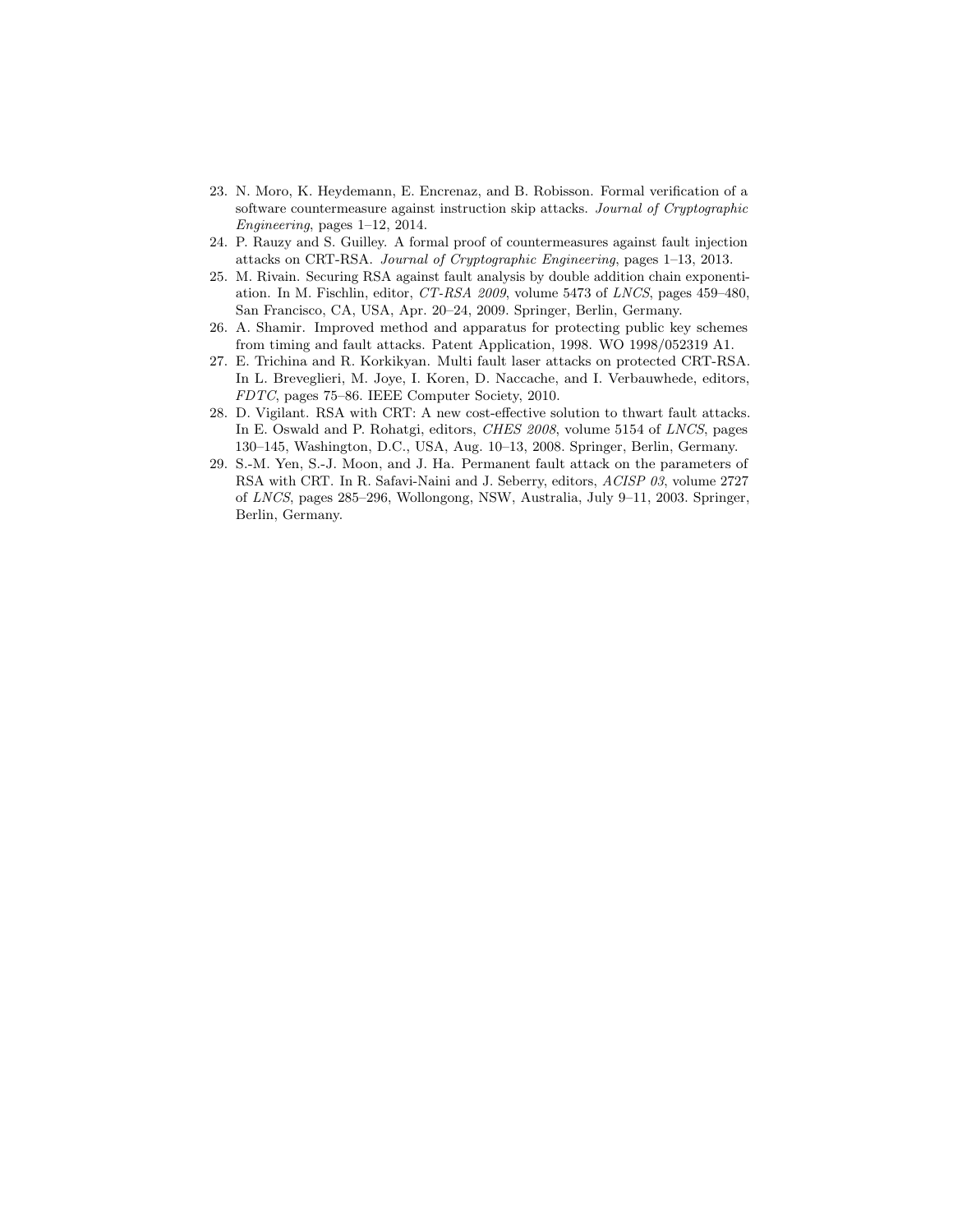23. N. Moro, K. Heydemann, E. Encrenaz, and B. Robisson. Formal verification of a software countermeasure against instruction skip attacks. *Journal of Cryptographic Engineering*, pages 1–12, 2014.
24. P. Rauzy and S. Guilley. A formal proof of countermeasures against fault injection attacks on CRT-RSA. *Journal of Cryptographic Engineering*, pages 1–13, 2013.
25. M. Rivain. Securing RSA against fault analysis by double addition chain exponentiation. In M. Fischlin, editor, *CT-RSA 2009*, volume 5473 of *LNCS*, pages 459–480, San Francisco, CA, USA, Apr. 20–24, 2009. Springer, Berlin, Germany.
26. A. Shamir. Improved method and apparatus for protecting public key schemes from timing and fault attacks. Patent Application, 1998. WO 1998/052319 A1.
27. E. Trichina and R. Korkikyan. Multi fault laser attacks on protected CRT-RSA. In L. Breveglieri, M. Joye, I. Koren, D. Naccache, and I. Verbauwhede, editors, *FDTC*, pages 75–86. IEEE Computer Society, 2010.
28. D. Vigilant. RSA with CRT: A new cost-effective solution to thwart fault attacks. In E. Oswald and P. Rohatgi, editors, *CHES 2008*, volume 5154 of *LNCS*, pages 130–145, Washington, D.C., USA, Aug. 10–13, 2008. Springer, Berlin, Germany.
29. S.-M. Yen, S.-J. Moon, and J. Ha. Permanent fault attack on the parameters of RSA with CRT. In R. Safavi-Naini and J. Seberry, editors, *ACISP 03*, volume 2727 of *LNCS*, pages 285–296, Wollongong, NSW, Australia, July 9–11, 2003. Springer, Berlin, Germany.